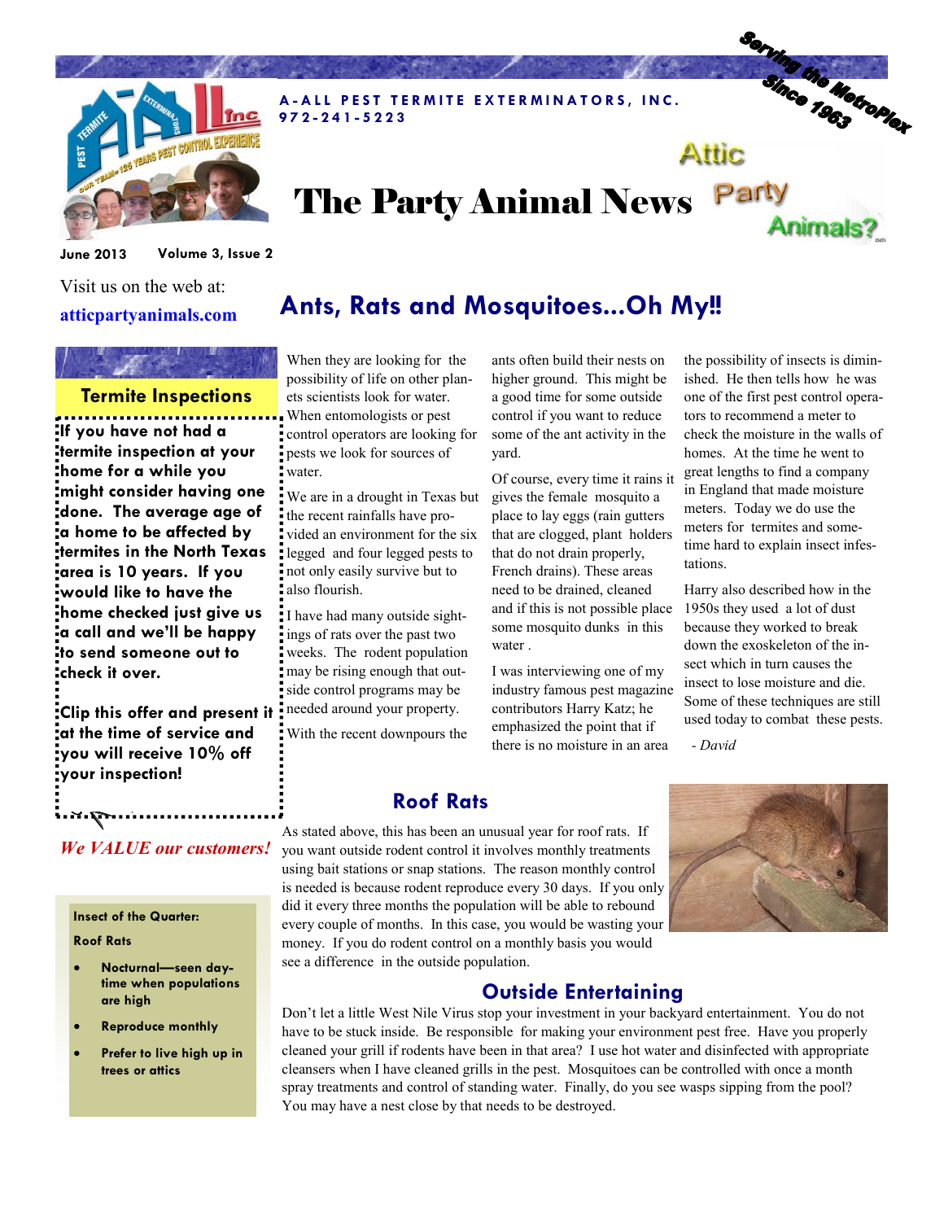A-ALL PEST TERMITE EXTERMINATORS, INC.
972-241-5223

Serving the MetroPlex Since 1963

# The Party Animal News

June 2013 Volume 3, Issue 2

Visit us on the web at:
**atticpartyanimals.com**

### Termite Inspections

**If you have not had a termite inspection at your home for a while you might consider having one done. The average age of a home to be affected by termites in the North Texas area is 10 years. If you would like to have the home checked just give us a call and we'll be happy to send someone out to check it over.**

**Clip this offer and present it at the time of service and you will receive 10% off your inspection!**

*We VALUE our customers!*

**Insect of the Quarter:**

**Roof Rats**

- **Nocturnal—seen daytime when populations are high**
- **Reproduce monthly**
- **Prefer to live high up in trees or attics**

## Ants, Rats and Mosquitoes...Oh My!!

When they are looking for the possibility of life on other planets scientists look for water. When entomologists or pest control operators are looking for pests we look for sources of water.

We are in a drought in Texas but the recent rainfalls have provided an environment for the six legged and four legged pests to not only easily survive but to also flourish.

I have had many outside sightings of rats over the past two weeks. The rodent population may be rising enough that outside control programs may be needed around your property.

With the recent downpours the ants often build their nests on higher ground. This might be a good time for some outside control if you want to reduce some of the ant activity in the yard.

Of course, every time it rains it gives the female mosquito a place to lay eggs (rain gutters that are clogged, plant holders that do not drain properly, French drains). These areas need to be drained, cleaned and if this is not possible place some mosquito dunks in this water .

I was interviewing one of my industry famous pest magazine contributors Harry Katz; he emphasized the point that if there is no moisture in an area the possibility of insects is diminished. He then tells how he was one of the first pest control operators to recommend a meter to check the moisture in the walls of homes. At the time he went to great lengths to find a company in England that made moisture meters. Today we do use the meters for termites and sometime hard to explain insect infestations.

Harry also described how in the 1950s they used a lot of dust because they worked to break down the exoskeleton of the insect which in turn causes the insect to lose moisture and die. Some of these techniques are still used today to combat these pests.

*- David*

### Roof Rats

As stated above, this has been an unusual year for roof rats. If you want outside rodent control it involves monthly treatments using bait stations or snap stations. The reason monthly control is needed is because rodent reproduce every 30 days. If you only did it every three months the population will be able to rebound every couple of months. In this case, you would be wasting your money. If you do rodent control on a monthly basis you would see a difference in the outside population.

### Outside Entertaining

Don't let a little West Nile Virus stop your investment in your backyard entertainment. You do not have to be stuck inside. Be responsible for making your environment pest free. Have you properly cleaned your grill if rodents have been in that area? I use hot water and disinfected with appropriate cleansers when I have cleaned grills in the pest. Mosquitoes can be controlled with once a month spray treatments and control of standing water. Finally, do you see wasps sipping from the pool? You may have a nest close by that needs to be destroyed.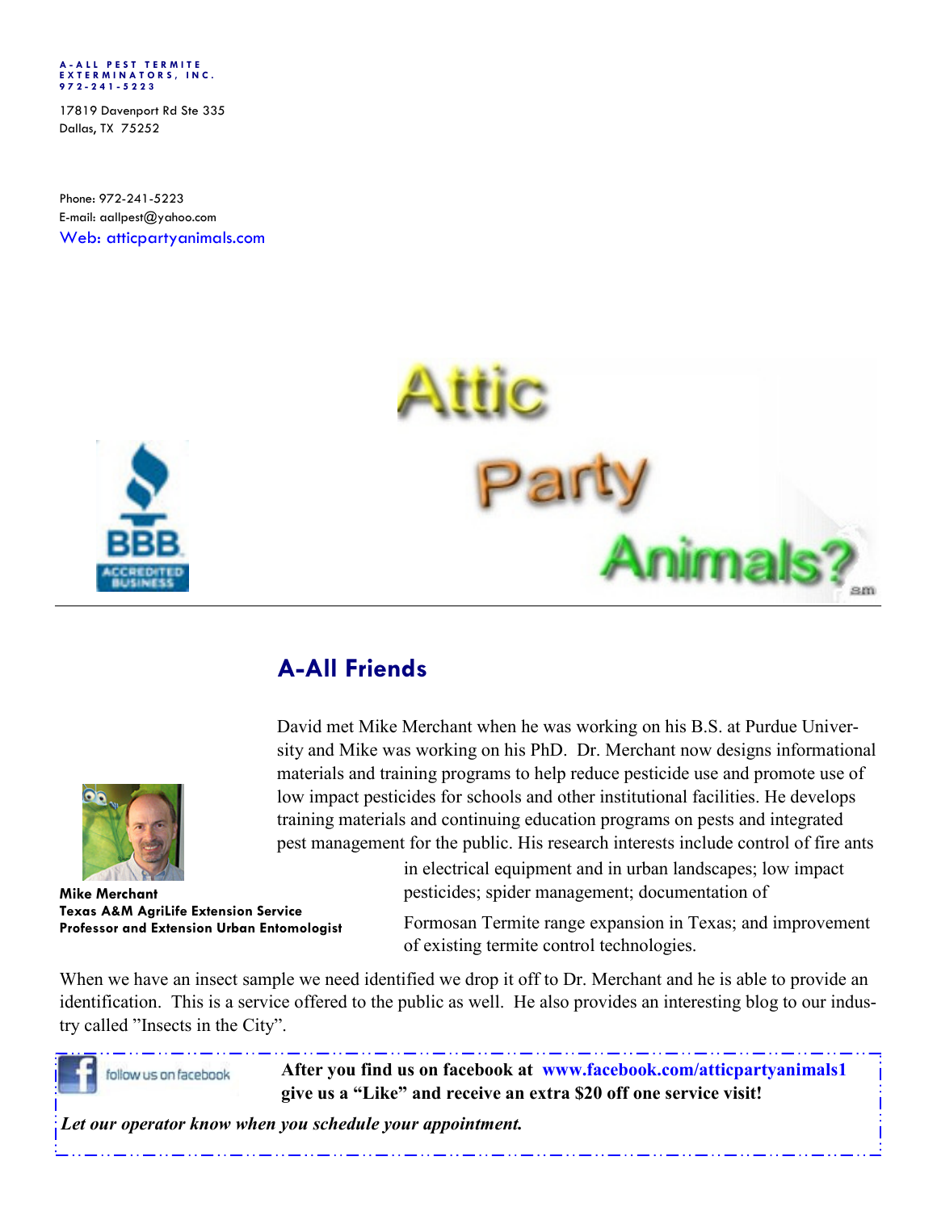A-ALL PEST TERMITE EXTERMINATORS, INC.
972-241-5223

17819 Davenport Rd Ste 335
Dallas, TX 75252

Phone: 972-241-5223
E-mail: aallpest@yahoo.com
Web: atticpartyanimals.com

Attic Party Animals?

## A-All Friends

David met Mike Merchant when he was working on his B.S. at Purdue University and Mike was working on his PhD. Dr. Merchant now designs informational materials and training programs to help reduce pesticide use and promote use of low impact pesticides for schools and other institutional facilities. He develops training materials and continuing education programs on pests and integrated pest management for the public. His research interests include control of fire ants in electrical equipment and in urban landscapes; low impact pesticides; spider management; documentation of Formosan Termite range expansion in Texas; and improvement of existing termite control technologies.

**Mike Merchant**
**Texas A&M AgriLife Extension Service**
**Professor and Extension Urban Entomologist**

When we have an insect sample we need identified we drop it off to Dr. Merchant and he is able to provide an identification. This is a service offered to the public as well. He also provides an interesting blog to our industry called "Insects in the City".

follow us on facebook

**After you find us on facebook at www.facebook.com/atticpartyanimals1 give us a "Like" and receive an extra $20 off one service visit!**

***Let our operator know when you schedule your appointment.***